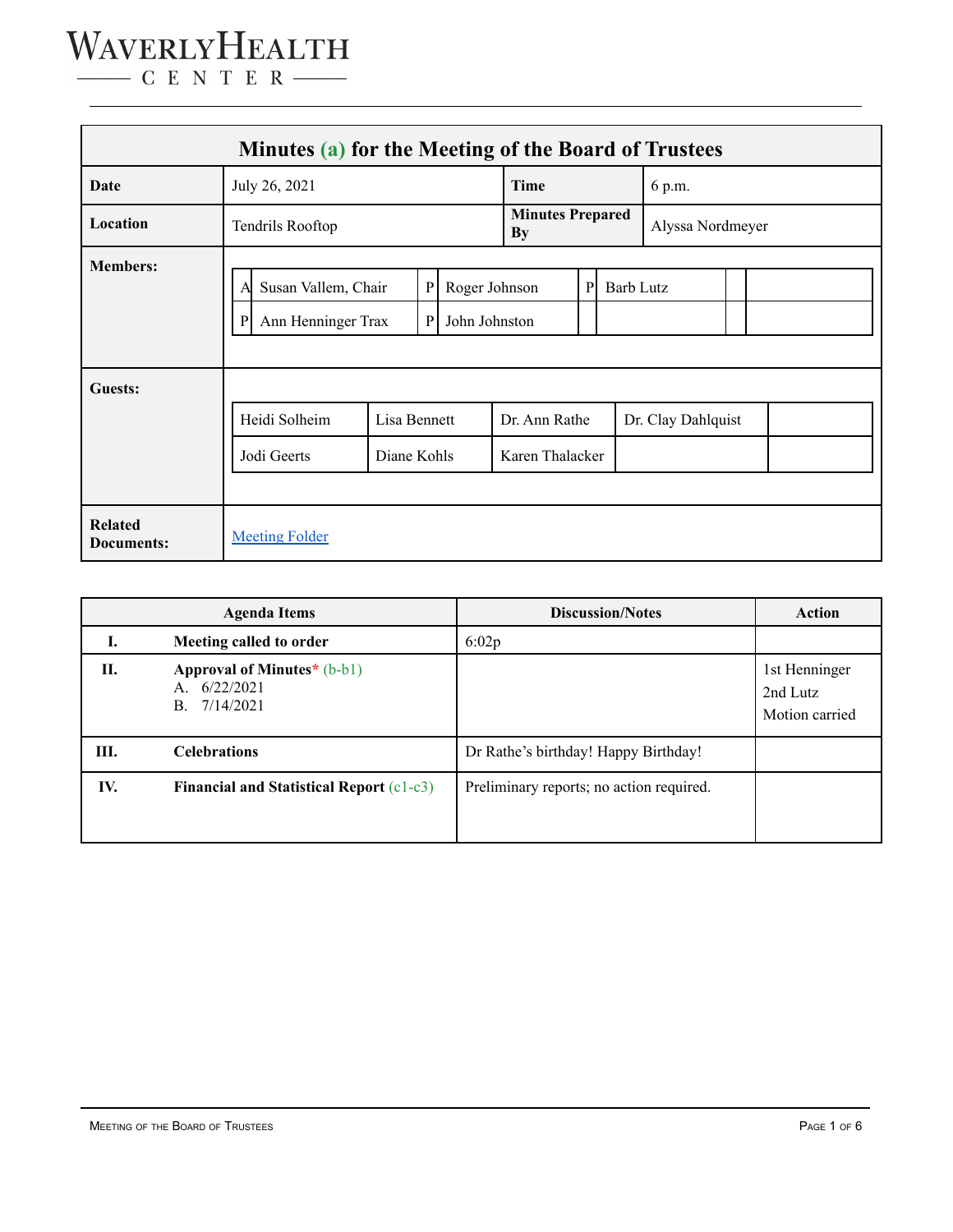# WAVERLY HEALTH CENTER

| **Minutes (a) for the Meeting of the Board of Trustees** | | | |
|---|---|---|---|
| **Date** | July 26, 2021 | **Time** | 6 p.m. |
| **Location** | Tendrils Rooftop | **Minutes Prepared By** | Alyssa Nordmeyer |

**Members:**

| | | | | | | | |
|---|---|---|---|---|---|---|---|
| A | Susan Vallem, Chair | P | Roger Johnson | P | Barb Lutz | | |
| P | Ann Henninger Trax | P | John Johnston | | | | |

**Guests:**

| | | | | |
|---|---|---|---|---|
| Heidi Solheim | Lisa Bennett | Dr. Ann Rathe | Dr. Clay Dahlquist | |
| Jodi Geerts | Diane Kohls | Karen Thalacker | | |

**Related Documents:** [Meeting Folder]()

| | Agenda Items | Discussion/Notes | Action |
|---|---|---|---|
| **I.** | **Meeting called to order** | 6:02p | |
| **II.** | **Approval of Minutes*** (b-b1)<br>A. 6/22/2021<br>B. 7/14/2021 | | 1st Henninger<br>2nd Lutz<br>Motion carried |
| **III.** | **Celebrations** | Dr Rathe's birthday! Happy Birthday! | |
| **IV.** | **Financial and Statistical Report** (c1-c3) | Preliminary reports; no action required. | |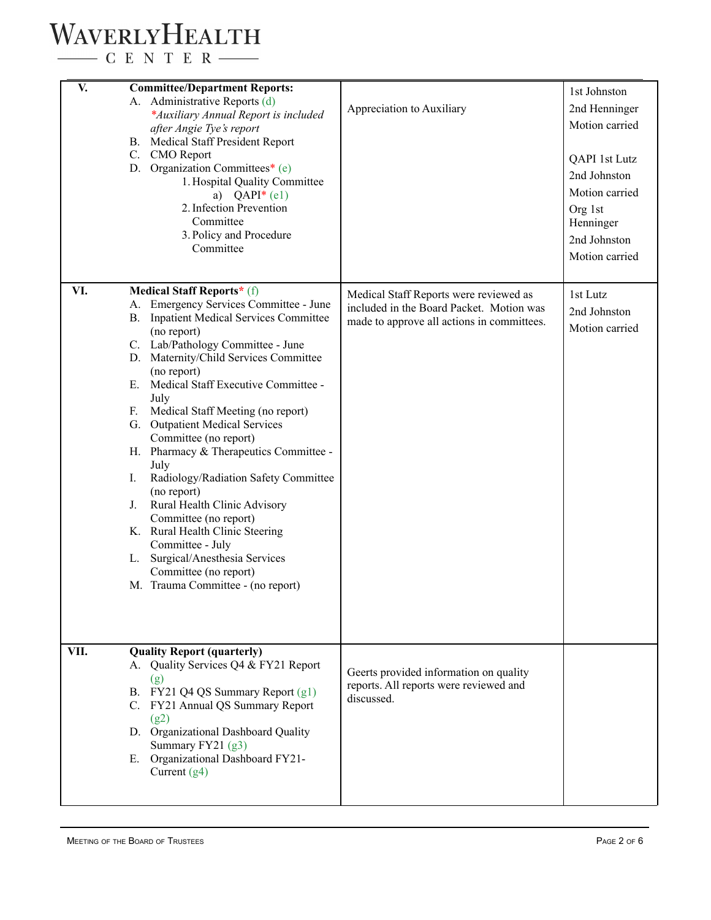| | | | |
|---|---|---|---|
| **V.** | **Committee/Department Reports:**<br>A. Administrative Reports (d)<br>*\*Auxiliary Annual Report is included after Angie Tye's report*<br>B. Medical Staff President Report<br>C. CMO Report<br>D. Organization Committees* (e)<br>1. Hospital Quality Committee<br>a) QAPI* (e1)<br>2. Infection Prevention Committee<br>3. Policy and Procedure Committee | Appreciation to Auxiliary | 1st Johnston<br>2nd Henninger<br>Motion carried<br><br>QAPI 1st Lutz<br>2nd Johnston<br>Motion carried<br>Org 1st Henninger<br>2nd Johnston<br>Motion carried |
| **VI.** | **Medical Staff Reports* (f)**<br>A. Emergency Services Committee - June<br>B. Inpatient Medical Services Committee (no report)<br>C. Lab/Pathology Committee - June<br>D. Maternity/Child Services Committee (no report)<br>E. Medical Staff Executive Committee - July<br>F. Medical Staff Meeting (no report)<br>G. Outpatient Medical Services Committee (no report)<br>H. Pharmacy & Therapeutics Committee - July<br>I. Radiology/Radiation Safety Committee (no report)<br>J. Rural Health Clinic Advisory Committee (no report)<br>K. Rural Health Clinic Steering Committee - July<br>L. Surgical/Anesthesia Services Committee (no report)<br>M. Trauma Committee - (no report) | Medical Staff Reports were reviewed as included in the Board Packet. Motion was made to approve all actions in committees. | 1st Lutz<br>2nd Johnston<br>Motion carried |
| **VII.** | **Quality Report (quarterly)**<br>A. Quality Services Q4 & FY21 Report (g)<br>B. FY21 Q4 QS Summary Report (g1)<br>C. FY21 Annual QS Summary Report (g2)<br>D. Organizational Dashboard Quality Summary FY21 (g3)<br>E. Organizational Dashboard FY21-Current (g4) | Geerts provided information on quality reports. All reports were reviewed and discussed. | |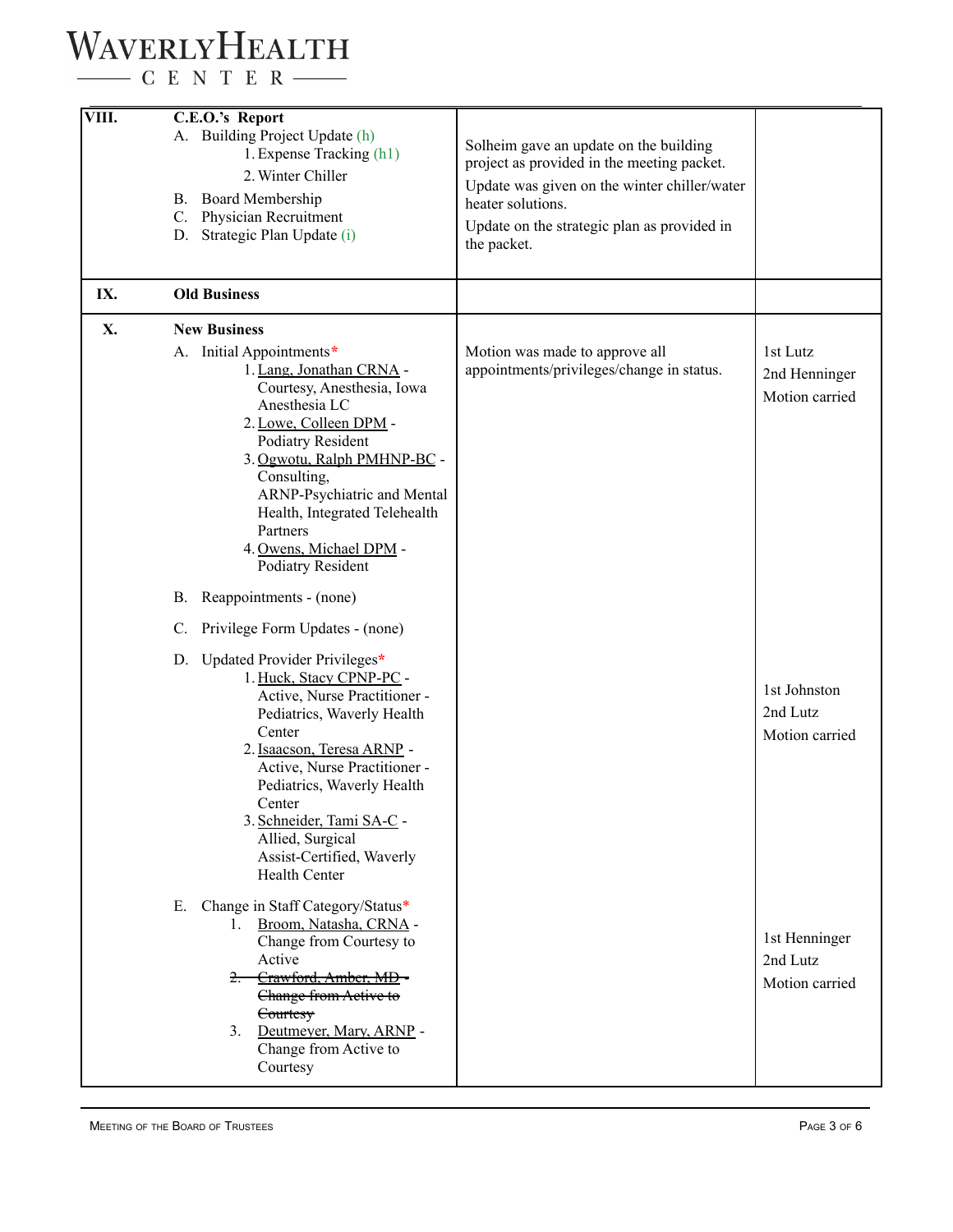| | | | |
|---|---|---|---|
| **VIII.** | **C.E.O.'s Report**<br>A. Building Project Update (h)<br>1. Expense Tracking (h1)<br>2. Winter Chiller<br>B. Board Membership<br>C. Physician Recruitment<br>D. Strategic Plan Update (i) | Solheim gave an update on the building project as provided in the meeting packet.<br>Update was given on the winter chiller/water heater solutions.<br>Update on the strategic plan as provided in the packet. | |
| **IX.** | **Old Business** | | |
| **X.** | **New Business**<br>A. Initial Appointments*<br>1. Lang, Jonathan CRNA - Courtesy, Anesthesia, Iowa Anesthesia LC<br>2. Lowe, Colleen DPM - Podiatry Resident<br>3. Ogwotu, Ralph PMHNP-BC - Consulting, ARNP-Psychiatric and Mental Health, Integrated Telehealth Partners<br>4. Owens, Michael DPM - Podiatry Resident | Motion was made to approve all appointments/privileges/change in status. | 1st Lutz<br>2nd Henninger<br>Motion carried |
| | B. Reappointments - (none)<br>C. Privilege Form Updates - (none) | | |
| | D. Updated Provider Privileges*<br>1. Huck, Stacy CPNP-PC - Active, Nurse Practitioner - Pediatrics, Waverly Health Center<br>2. Isaacson, Teresa ARNP - Active, Nurse Practitioner - Pediatrics, Waverly Health Center<br>3. Schneider, Tami SA-C - Allied, Surgical Assist-Certified, Waverly Health Center | | 1st Johnston<br>2nd Lutz<br>Motion carried |
| | E. Change in Staff Category/Status*<br>1. Broom, Natasha, CRNA - Change from Courtesy to Active<br>~~2. Crawford, Amber, MD - Change from Active to Courtesy~~<br>3. Deutmeyer, Mary, ARNP - Change from Active to Courtesy | | 1st Henninger<br>2nd Lutz<br>Motion carried |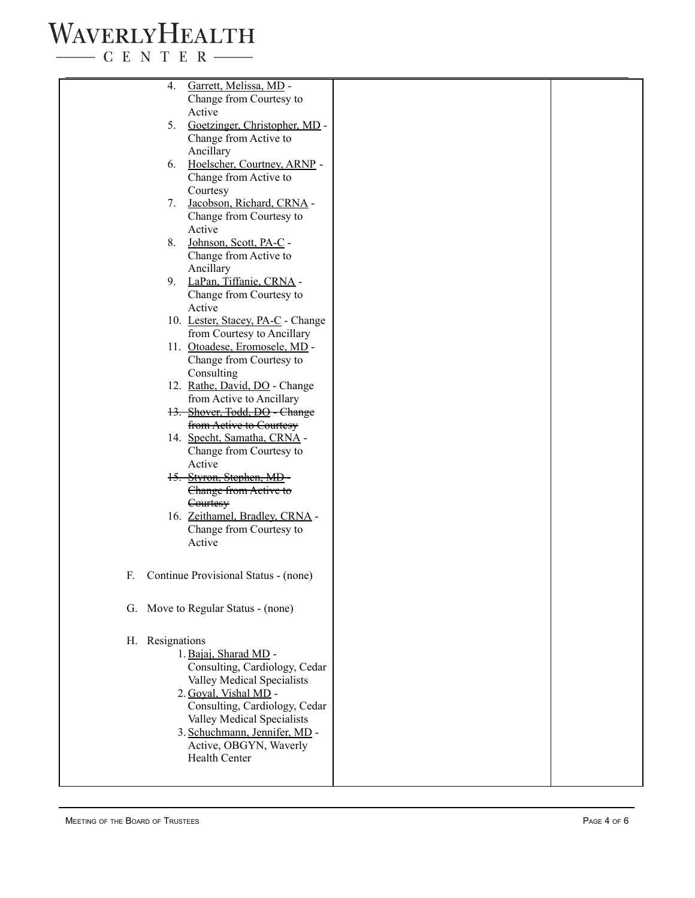| | | |
|---|---|---|
| 4. Garrett, Melissa, MD - Change from Courtesy to Active<br>5. Goetzinger, Christopher, MD - Change from Active to Ancillary<br>6. Hoelscher, Courtney, ARNP - Change from Active to Courtesy<br>7. Jacobson, Richard, CRNA - Change from Courtesy to Active<br>8. Johnson, Scott, PA-C - Change from Active to Ancillary<br>9. LaPan, Tiffanie, CRNA - Change from Courtesy to Active<br>10. Lester, Stacey, PA-C - Change from Courtesy to Ancillary<br>11. Otoadese, Eromosele, MD - Change from Courtesy to Consulting<br>12. Rathe, David, DO - Change from Active to Ancillary<br>~~13. Shover, Todd, DO - Change from Active to Courtesy~~<br>14. Specht, Samatha, CRNA - Change from Courtesy to Active<br>~~15. Styron, Stephen, MD - Change from Active to Courtesy~~<br>16. Zeithamel, Bradley, CRNA - Change from Courtesy to Active<br><br>F. Continue Provisional Status - (none)<br><br>G. Move to Regular Status - (none)<br><br>H. Resignations<br>1. Bajaj, Sharad MD - Consulting, Cardiology, Cedar Valley Medical Specialists<br>2. Goyal, Vishal MD - Consulting, Cardiology, Cedar Valley Medical Specialists<br>3. Schuchmann, Jennifer, MD - Active, OBGYN, Waverly Health Center | | |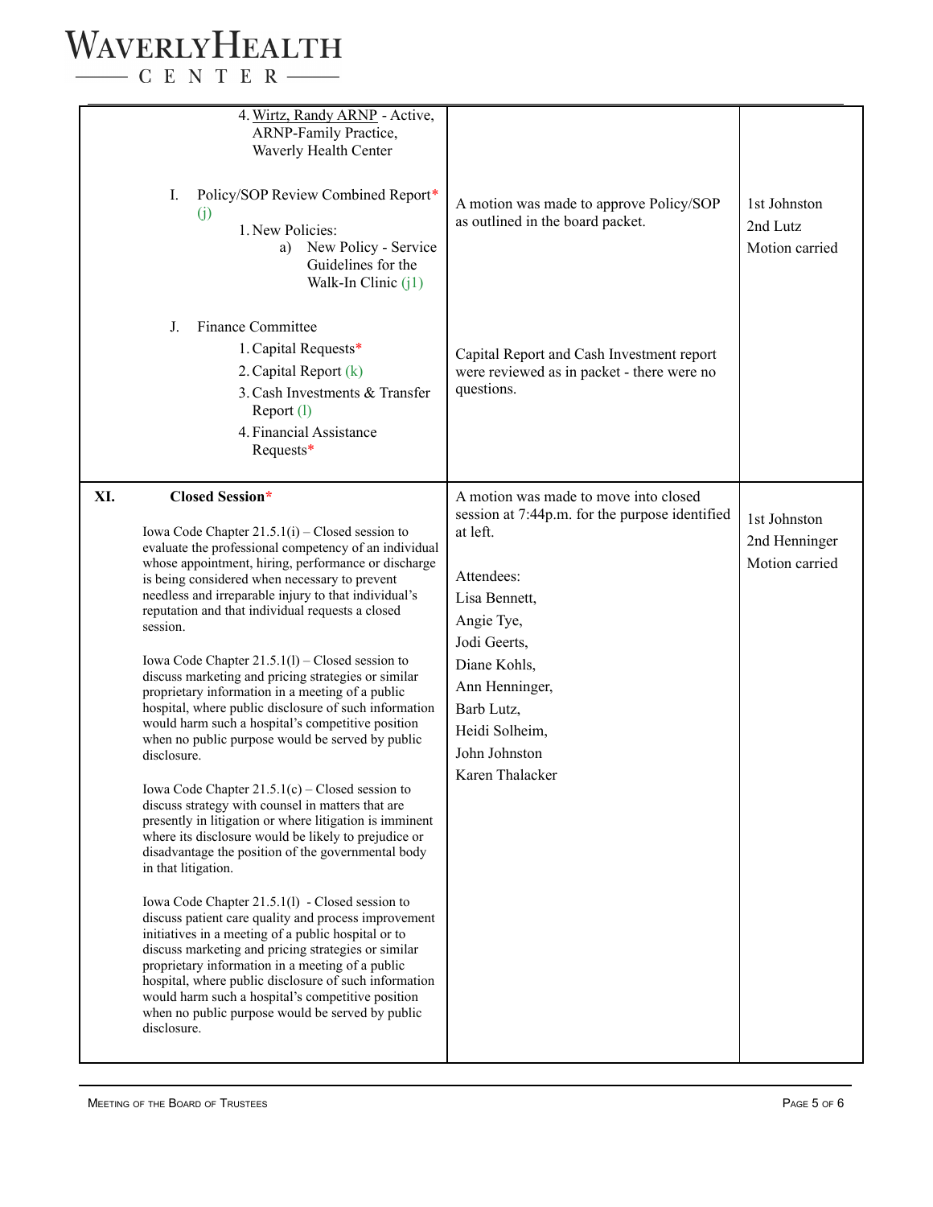| | | |
|---|---|---|
| 4. Wirtz, Randy ARNP - Active, ARNP-Family Practice, Waverly Health Center | | |
| I. Policy/SOP Review Combined Report* (j)<br>1. New Policies:<br>a) New Policy - Service Guidelines for the Walk-In Clinic (j1) | A motion was made to approve Policy/SOP as outlined in the board packet. | 1st Johnston<br>2nd Lutz<br>Motion carried |
| J. Finance Committee<br>1. Capital Requests*<br>2. Capital Report (k)<br>3. Cash Investments & Transfer Report (l)<br>4. Financial Assistance Requests* | Capital Report and Cash Investment report were reviewed as in packet - there were no questions. | |
| **XI. Closed Session***<br><br>Iowa Code Chapter 21.5.1(i) – Closed session to evaluate the professional competency of an individual whose appointment, hiring, performance or discharge is being considered when necessary to prevent needless and irreparable injury to that individual's reputation and that individual requests a closed session.<br><br>Iowa Code Chapter 21.5.1(l) – Closed session to discuss marketing and pricing strategies or similar proprietary information in a meeting of a public hospital, where public disclosure of such information would harm such a hospital's competitive position when no public purpose would be served by public disclosure.<br><br>Iowa Code Chapter 21.5.1(c) – Closed session to discuss strategy with counsel in matters that are presently in litigation or where litigation is imminent where its disclosure would be likely to prejudice or disadvantage the position of the governmental body in that litigation.<br><br>Iowa Code Chapter 21.5.1(l) - Closed session to discuss patient care quality and process improvement initiatives in a meeting of a public hospital or to discuss marketing and pricing strategies or similar proprietary information in a meeting of a public hospital, where public disclosure of such information would harm such a hospital's competitive position when no public purpose would be served by public disclosure. | A motion was made to move into closed session at 7:44p.m. for the purpose identified at left.<br><br>Attendees:<br>Lisa Bennett,<br>Angie Tye,<br>Jodi Geerts,<br>Diane Kohls,<br>Ann Henninger,<br>Barb Lutz,<br>Heidi Solheim,<br>John Johnston<br>Karen Thalacker | 1st Johnston<br>2nd Henninger<br>Motion carried |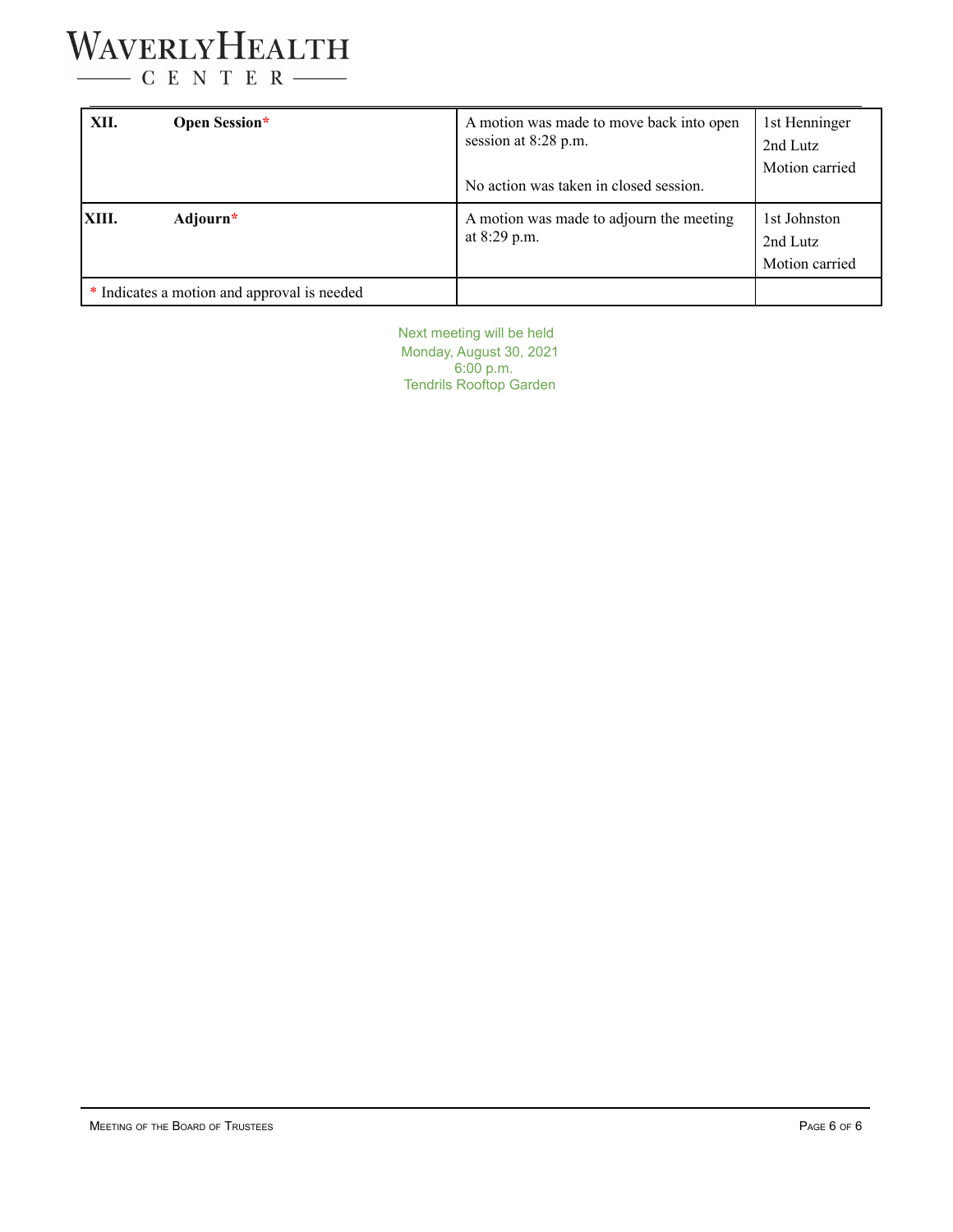| | | | |
|---|---|---|---|
| **XII.** | **Open Session*** | A motion was made to move back into open session at 8:28 p.m.<br><br>No action was taken in closed session. | 1st Henninger<br>2nd Lutz<br>Motion carried |
| **XIII.** | **Adjourn*** | A motion was made to adjourn the meeting at 8:29 p.m. | 1st Johnston<br>2nd Lutz<br>Motion carried |
| * Indicates a motion and approval is needed | | | |

Next meeting will be held
Monday, August 30, 2021
6:00 p.m.
Tendrils Rooftop Garden